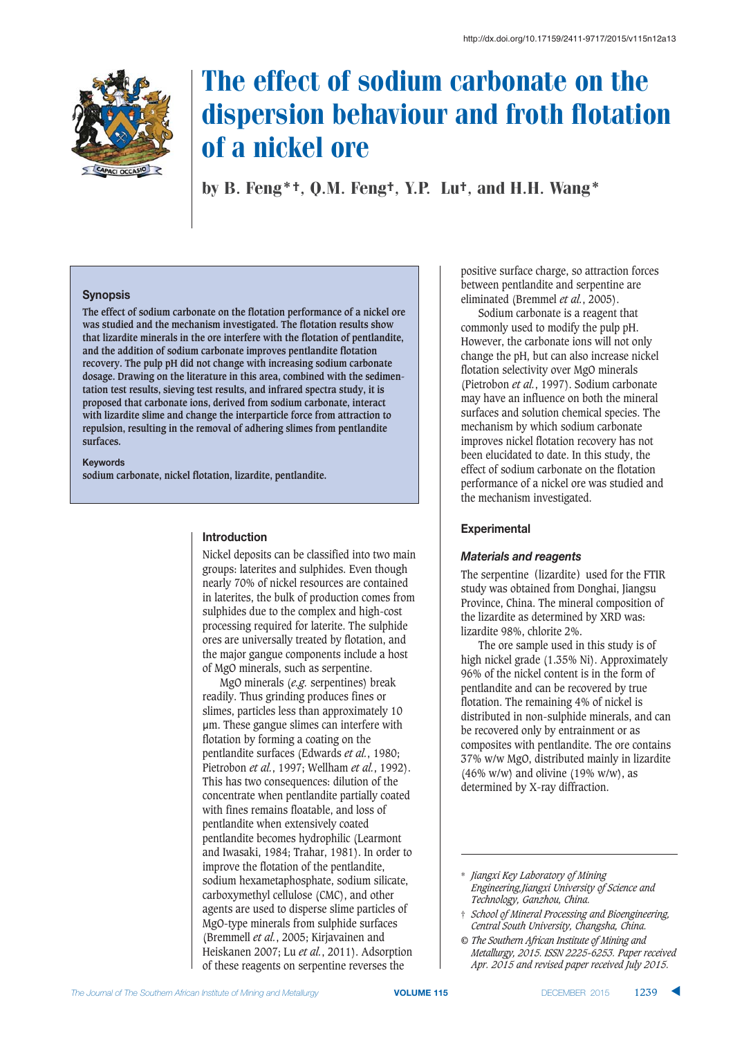# The effect of sodium carbonate on the dispersion behaviour and froth flotation of a nickel ore

**by B. Feng*†, Q.M. Feng†, Y.P. Lu†, and H.H. Wang***

## Synopsis

**The effect of sodium carbonate on the flotation performance of a nickel ore was studied and the mechanism investigated. The flotation results show that lizardite minerals in the ore interfere with the flotation of pentlandite, and the addition of sodium carbonate improves pentlandite flotation recovery. The pulp pH did not change with increasing sodium carbonate dosage. Drawing on the literature in this area, combined with the sedimentation test results, sieving test results, and infrared spectra study, it is proposed that carbonate ions, derived from sodium carbonate, interact with lizardite slime and change the interparticle force from attraction to repulsion, resulting in the removal of adhering slimes from pentlandite surfaces.**

**Keywords**

**sodium carbonate, nickel flotation, lizardite, pentlandite.**

## Introduction

Nickel deposits can be classified into two main groups: laterites and sulphides. Even though nearly 70% of nickel resources are contained in laterites, the bulk of production comes from sulphides due to the complex and high-cost processing required for laterite. The sulphide ores are universally treated by flotation, and the major gangue components include a host of MgO minerals, such as serpentine.

MgO minerals (*e.g.* serpentines) break readily. Thus grinding produces fines or slimes, particles less than approximately 10 μm. These gangue slimes can interfere with flotation by forming a coating on the pentlandite surfaces (Edwards *et al.*, 1980; Pietrobon *et al.*, 1997; Wellham *et al.*, 1992). This has two consequences: dilution of the concentrate when pentlandite partially coated with fines remains floatable, and loss of pentlandite when extensively coated pentlandite becomes hydrophilic (Learmont and Iwasaki, 1984; Trahar, 1981). In order to improve the flotation of the pentlandite, sodium hexametaphosphate, sodium silicate, carboxymethyl cellulose (CMC), and other agents are used to disperse slime particles of MgO-type minerals from sulphide surfaces (Bremmell *et al.*, 2005; Kirjavainen and Heiskanen 2007; Lu *et al.*, 2011). Adsorption of these reagents on serpentine reverses the positive surface charge, so attraction forces between pentlandite and serpentine are eliminated (Bremmel *et al.*, 2005).

Sodium carbonate is a reagent that commonly used to modify the pulp pH. However, the carbonate ions will not only change the pH, but can also increase nickel flotation selectivity over MgO minerals (Pietrobon *et al.*, 1997). Sodium carbonate may have an influence on both the mineral surfaces and solution chemical species. The mechanism by which sodium carbonate improves nickel flotation recovery has not been elucidated to date. In this study, the effect of sodium carbonate on the flotation performance of a nickel ore was studied and the mechanism investigated.

## Experimental

### *Materials and reagents*

The serpentine (lizardite) used for the FTIR study was obtained from Donghai, Jiangsu Province, China. The mineral composition of the lizardite as determined by XRD was: lizardite 98%, chlorite 2%.

The ore sample used in this study is of high nickel grade (1.35% Ni). Approximately 96% of the nickel content is in the form of pentlandite and can be recovered by true flotation. The remaining 4% of nickel is distributed in non-sulphide minerals, and can be recovered only by entrainment or as composites with pentlandite. The ore contains 37% w/w MgO, distributed mainly in lizardite (46% w/w) and olivine (19% w/w), as determined by X-ray diffraction.

---

\* *Jiangxi Key Laboratory of Mining Engineering,Jiangxi University of Science and Technology, Ganzhou, China.*

† *School of Mineral Processing and Bioengineering, Central South University, Changsha, China.*

© *The Southern African Institute of Mining and Metallurgy, 2015. ISSN 2225-6253. Paper received Apr. 2015 and revised paper received July 2015.*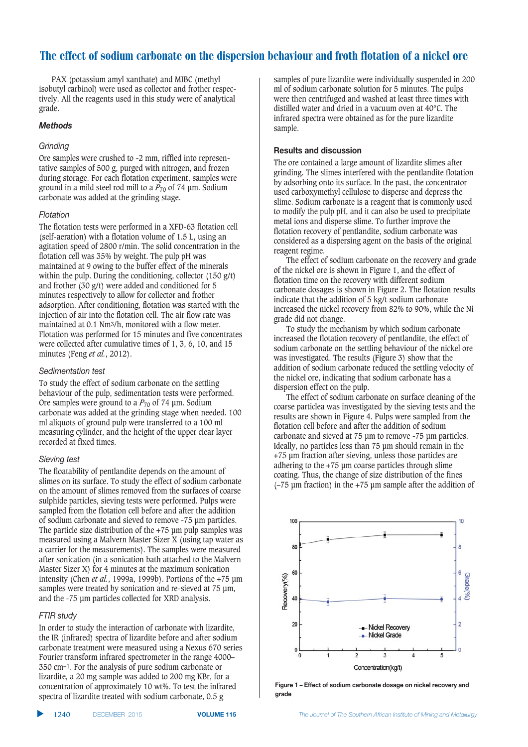PAX (potassium amyl xanthate) and MIBC (methyl isobutyl carbinol) were used as collector and frother respectively. All the reagents used in this study were of analytical grade.

### Methods

#### Grinding

Ore samples were crushed to -2 mm, riffled into representative samples of 500 g, purged with nitrogen, and frozen during storage. For each flotation experiment, samples were ground in a mild steel rod mill to a $P_{70}$ of 74 µm. Sodium carbonate was added at the grinding stage.

#### Flotation

The flotation tests were performed in a XFD-63 flotation cell (self-aeration) with a flotation volume of 1.5 L, using an agitation speed of 2800 r/min. The solid concentration in the flotation cell was 35% by weight. The pulp pH was maintained at 9 owing to the buffer effect of the minerals within the pulp. During the conditioning, collector (150 g/t) and frother (30 g/t) were added and conditioned for 5 minutes respectively to allow for collector and frother adsorption. After conditioning, flotation was started with the injection of air into the flotation cell. The air flow rate was maintained at 0.1 $Nm^3/h$, monitored with a flow meter. Flotation was performed for 15 minutes and five concentrates were collected after cumulative times of 1, 3, 6, 10, and 15 minutes (Feng *et al.*, 2012).

#### Sedimentation test

To study the effect of sodium carbonate on the settling behaviour of the pulp, sedimentation tests were performed. Ore samples were ground to a $P_{70}$ of 74 µm. Sodium carbonate was added at the grinding stage when needed. 100 ml aliquots of ground pulp were transferred to a 100 ml measuring cylinder, and the height of the upper clear layer recorded at fixed times.

#### Sieving test

The floatability of pentlandite depends on the amount of slimes on its surface. To study the effect of sodium carbonate on the amount of slimes removed from the surfaces of coarse sulphide particles, sieving tests were performed. Pulps were sampled from the flotation cell before and after the addition of sodium carbonate and sieved to remove -75 µm particles. The particle size distribution of the +75 µm pulp samples was measured using a Malvern Master Sizer X (using tap water as a carrier for the measurements). The samples were measured after sonication (in a sonication bath attached to the Malvern Master Sizer X) for 4 minutes at the maximum sonication intensity (Chen *et al.*, 1999a, 1999b). Portions of the +75 µm samples were treated by sonication and re-sieved at 75 µm, and the -75 µm particles collected for XRD analysis.

#### FTIR study

In order to study the interaction of carbonate with lizardite, the IR (infrared) spectra of lizardite before and after sodium carbonate treatment were measured using a Nexus 670 series Fourier transform infrared spectrometer in the range 4000–350 $cm^{-1}$. For the analysis of pure sodium carbonate or lizardite, a 20 mg sample was added to 200 mg KBr, for a concentration of approximately 10 wt%. To test the infrared spectra of lizardite treated with sodium carbonate, 0.5 g samples of pure lizardite were individually suspended in 200 ml of sodium carbonate solution for 5 minutes. The pulps were then centrifuged and washed at least three times with distilled water and dried in a vacuum oven at 40°C. The infrared spectra were obtained as for the pure lizardite sample.

### Results and discussion

The ore contained a large amount of lizardite slimes after grinding. The slimes interfered with the pentlandite flotation by adsorbing onto its surface. In the past, the concentrator used carboxymethyl cellulose to disperse and depress the slime. Sodium carbonate is a reagent that is commonly used to modify the pulp pH, and it can also be used to precipitate metal ions and disperse slime. To further improve the flotation recovery of pentlandite, sodium carbonate was considered as a dispersing agent on the basis of the original reagent regime.

The effect of sodium carbonate on the recovery and grade of the nickel ore is shown in Figure 1, and the effect of flotation time on the recovery with different sodium carbonate dosages is shown in Figure 2. The flotation results indicate that the addition of 5 kg/t sodium carbonate increased the nickel recovery from 82% to 90%, while the Ni grade did not change.

To study the mechanism by which sodium carbonate increased the flotation recovery of pentlandite, the effect of sodium carbonate on the settling behaviour of the nickel ore was investigated. The results (Figure 3) show that the addition of sodium carbonate reduced the settling velocity of the nickel ore, indicating that sodium carbonate has a dispersion effect on the pulp.

The effect of sodium carbonate on surface cleaning of the coarse particlea was investigated by the sieving tests and the results are shown in Figure 4. Pulps were sampled from the flotation cell before and after the addition of sodium carbonate and sieved at 75 µm to remove -75 µm particles. Ideally, no particles less than 75 µm should remain in the +75 µm fraction after sieving, unless those particles are adhering to the +75 µm coarse particles through slime coating. Thus, the change of size distribution of the fines (–75 µm fraction) in the +75 µm sample after the addition of

Figure 1 – Effect of sodium carbonate dosage on nickel recovery and grade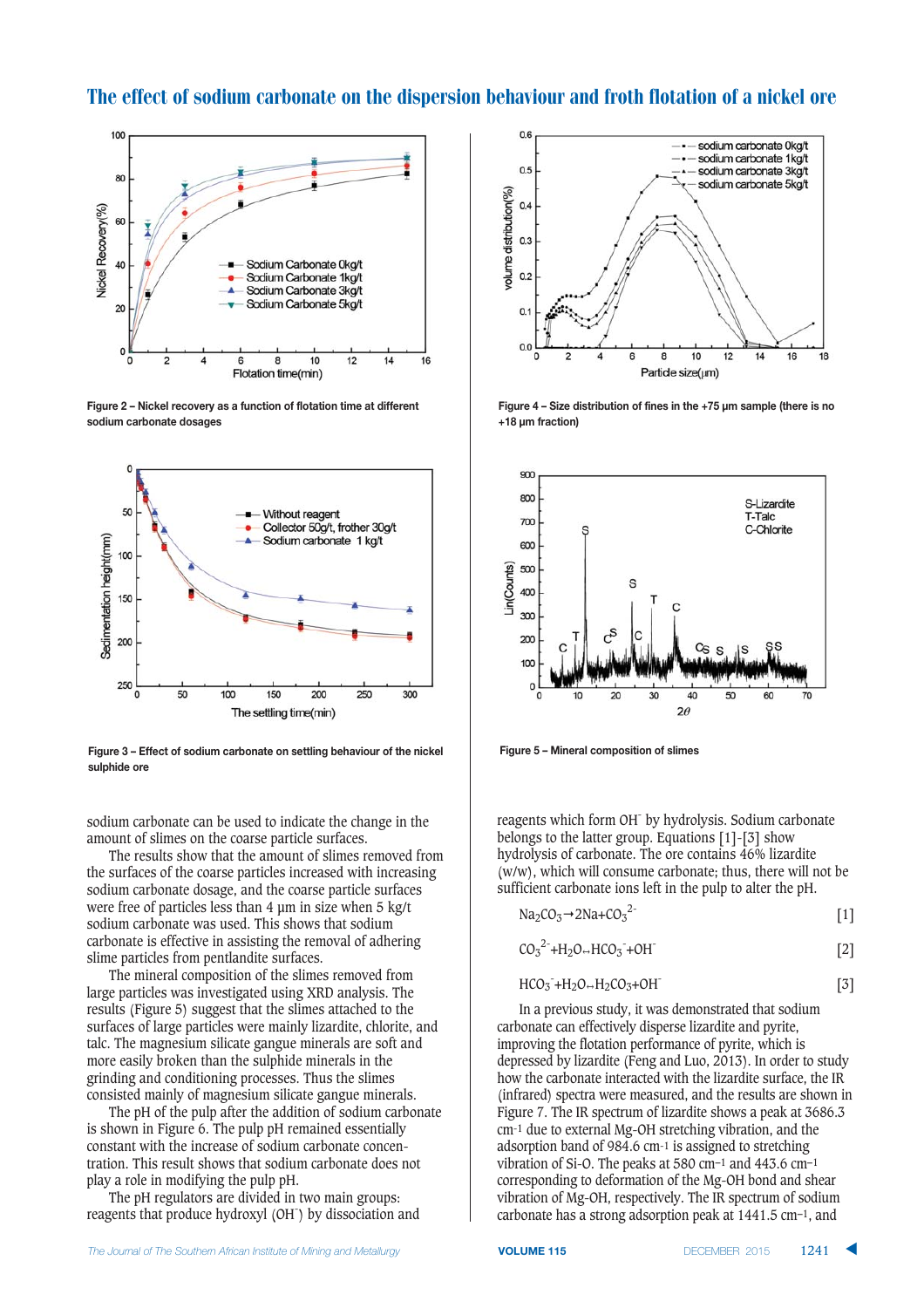Figure 2 – Nickel recovery as a function of flotation time at different sodium carbonate dosages

Figure 4 – Size distribution of fines in the +75 µm sample (there is no +18 µm fraction)

Figure 3 – Effect of sodium carbonate on settling behaviour of the nickel sulphide ore

Figure 5 – Mineral composition of slimes

sodium carbonate can be used to indicate the change in the amount of slimes on the coarse particle surfaces.

The results show that the amount of slimes removed from the surfaces of the coarse particles increased with increasing sodium carbonate dosage, and the coarse particle surfaces were free of particles less than 4 µm in size when 5 kg/t sodium carbonate was used. This shows that sodium carbonate is effective in assisting the removal of adhering slime particles from pentlandite surfaces.

The mineral composition of the slimes removed from large particles was investigated using XRD analysis. The results (Figure 5) suggest that the slimes attached to the surfaces of large particles were mainly lizardite, chlorite, and talc. The magnesium silicate gangue minerals are soft and more easily broken than the sulphide minerals in the grinding and conditioning processes. Thus the slimes consisted mainly of magnesium silicate gangue minerals.

The pH of the pulp after the addition of sodium carbonate is shown in Figure 6. The pulp pH remained essentially constant with the increase of sodium carbonate concentration. This result shows that sodium carbonate does not play a role in modifying the pulp pH.

The pH regulators are divided in two main groups: reagents that produce hydroxyl ($OH^-$) by dissociation and reagents which form $OH^-$ by hydrolysis. Sodium carbonate belongs to the latter group. Equations [1]-[3] show hydrolysis of carbonate. The ore contains 46% lizardite (w/w), which will consume carbonate; thus, there will not be sufficient carbonate ions left in the pulp to alter the pH.

$$Na_2CO_3 \rightarrow 2Na + CO_3^{2-} \qquad [1]$$

$$CO_3^{2-} + H_2O \leftrightarrow HCO_3^- + OH^- \qquad [2]$$

$$HCO_3^- + H_2O \leftrightarrow H_2CO_3 + OH^- \qquad [3]$$

In a previous study, it was demonstrated that sodium carbonate can effectively disperse lizardite and pyrite, improving the flotation performance of pyrite, which is depressed by lizardite (Feng and Luo, 2013). In order to study how the carbonate interacted with the lizardite surface, the IR (infrared) spectra were measured, and the results are shown in Figure 7. The IR spectrum of lizardite shows a peak at 3686.3 cm$^{-1}$ due to external Mg-OH stretching vibration, and the adsorption band of 984.6 cm$^{-1}$ is assigned to stretching vibration of Si-O. The peaks at 580 cm$^{-1}$ and 443.6 cm$^{-1}$ corresponding to deformation of the Mg-OH bond and shear vibration of Mg-OH, respectively. The IR spectrum of sodium carbonate has a strong adsorption peak at 1441.5 cm$^{-1}$, and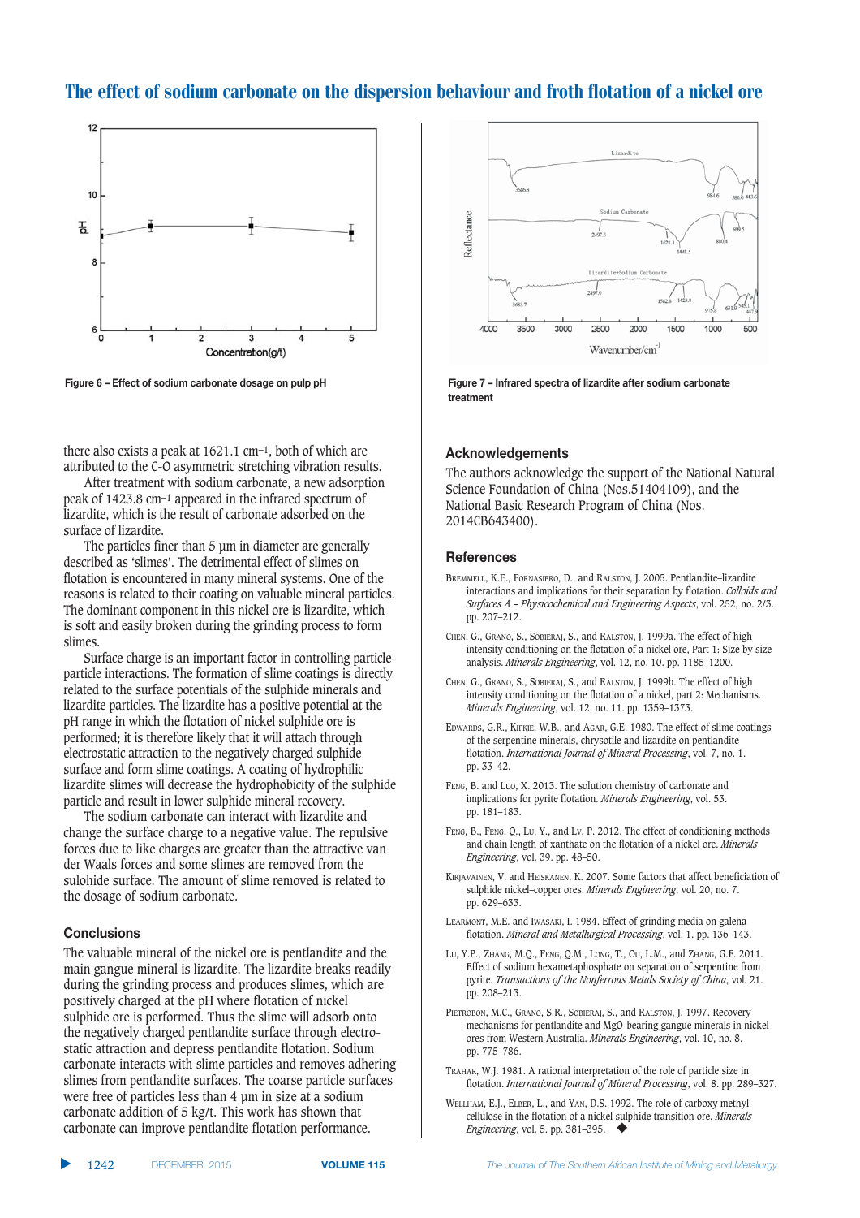12
10
pH
8
6
0 1 2 3 4 5
Concentration(g/t)

**Figure 6 – Effect of sodium carbonate dosage on pulp pH**

Lizardite
3686.3
984.6
586.6 443.6
Sodium Carbonate
2497.3
1621.1
1441.5
880.4
699.5
Lizardite+Sodium Carbonate
2497.0
3683.7
1582.8 1423.8
975.8
631.9 545.1
447.9
Reflectance
4000 3500 3000 2500 2000 1500 1000 500
Wavenumber/cm$^{-1}$

**Figure 7 – Infrared spectra of lizardite after sodium carbonate treatment**

there also exists a peak at 1621.1 cm$^{-1}$, both of which are attributed to the C-O asymmetric stretching vibration results.

After treatment with sodium carbonate, a new adsorption peak of 1423.8 cm$^{-1}$ appeared in the infrared spectrum of lizardite, which is the result of carbonate adsorbed on the surface of lizardite.

The particles finer than 5 µm in diameter are generally described as 'slimes'. The detrimental effect of slimes on flotation is encountered in many mineral systems. One of the reasons is related to their coating on valuable mineral particles. The dominant component in this nickel ore is lizardite, which is soft and easily broken during the grinding process to form slimes.

Surface charge is an important factor in controlling particle-particle interactions. The formation of slime coatings is directly related to the surface potentials of the sulphide minerals and lizardite particles. The lizardite has a positive potential at the pH range in which the flotation of nickel sulphide ore is performed; it is therefore likely that it will attach through electrostatic attraction to the negatively charged sulphide surface and form slime coatings. A coating of hydrophilic lizardite slimes will decrease the hydrophobicity of the sulphide particle and result in lower sulphide mineral recovery.

The sodium carbonate can interact with lizardite and change the surface charge to a negative value. The repulsive forces due to like charges are greater than the attractive van der Waals forces and some slimes are removed from the sulohide surface. The amount of slime removed is related to the dosage of sodium carbonate.

## Conclusions

The valuable mineral of the nickel ore is pentlandite and the main gangue mineral is lizardite. The lizardite breaks readily during the grinding process and produces slimes, which are positively charged at the pH where flotation of nickel sulphide ore is performed. Thus the slime will adsorb onto the negatively charged pentlandite surface through electrostatic attraction and depress pentlandite flotation. Sodium carbonate interacts with slime particles and removes adhering slimes from pentlandite surfaces. The coarse particle surfaces were free of particles less than 4 µm in size at a sodium carbonate addition of 5 kg/t. This work has shown that carbonate can improve pentlandite flotation performance.

## Acknowledgements

The authors acknowledge the support of the National Natural Science Foundation of China (Nos.51404109), and the National Basic Research Program of China (Nos. 2014CB643400).

## References

Bremmell, K.E., Fornasiero, D., and Ralston, J. 2005. Pentlandite–lizardite interactions and implications for their separation by flotation. *Colloids and Surfaces A – Physicochemical and Engineering Aspects*, vol. 252, no. 2/3. pp. 207–212.

Chen, G., Grano, S., Sobieraj, S., and Ralston, J. 1999a. The effect of high intensity conditioning on the flotation of a nickel ore, Part 1: Size by size analysis. *Minerals Engineering*, vol. 12, no. 10. pp. 1185–1200.

Chen, G., Grano, S., Sobieraj, S., and Ralston, J. 1999b. The effect of high intensity conditioning on the flotation of a nickel, part 2: Mechanisms. *Minerals Engineering*, vol. 12, no. 11. pp. 1359–1373.

Edwards, G.R., Kipkie, W.B., and Agar, G.E. 1980. The effect of slime coatings of the serpentine minerals, chrysotile and lizardite on pentlandite flotation. *International Journal of Mineral Processing*, vol. 7, no. 1. pp. 33–42.

Feng, B. and Luo, X. 2013. The solution chemistry of carbonate and implications for pyrite flotation. *Minerals Engineering*, vol. 53. pp. 181–183.

Feng, B., Feng, Q., Lu, Y., and Lv, P. 2012. The effect of conditioning methods and chain length of xanthate on the flotation of a nickel ore. *Minerals Engineering*, vol. 39. pp. 48–50.

Kirjavainen, V. and Heiskanen, K. 2007. Some factors that affect beneficiation of sulphide nickel–copper ores. *Minerals Engineering*, vol. 20, no. 7. pp. 629–633.

Learmont, M.E. and Iwasaki, I. 1984. Effect of grinding media on galena flotation. *Mineral and Metallurgical Processing*, vol. 1. pp. 136–143.

Lu, Y.P., Zhang, M.Q., Feng, Q.M., Long, T., Ou, L.M., and Zhang, G.F. 2011. Effect of sodium hexametaphosphate on separation of serpentine from pyrite. *Transactions of the Nonferrous Metals Society of China*, vol. 21. pp. 208–213.

Pietrobon, M.C., Grano, S.R., Sobieraj, S., and Ralston, J. 1997. Recovery mechanisms for pentlandite and MgO-bearing gangue minerals in nickel ores from Western Australia. *Minerals Engineering*, vol. 10, no. 8. pp. 775–786.

Trahar, W.J. 1981. A rational interpretation of the role of particle size in flotation. *International Journal of Mineral Processing*, vol. 8. pp. 289–327.

Wellham, E.J., Elber, L., and Yan, D.S. 1992. The role of carboxy methyl cellulose in the flotation of a nickel sulphide transition ore. *Minerals Engineering*, vol. 5. pp. 381–395. ◆